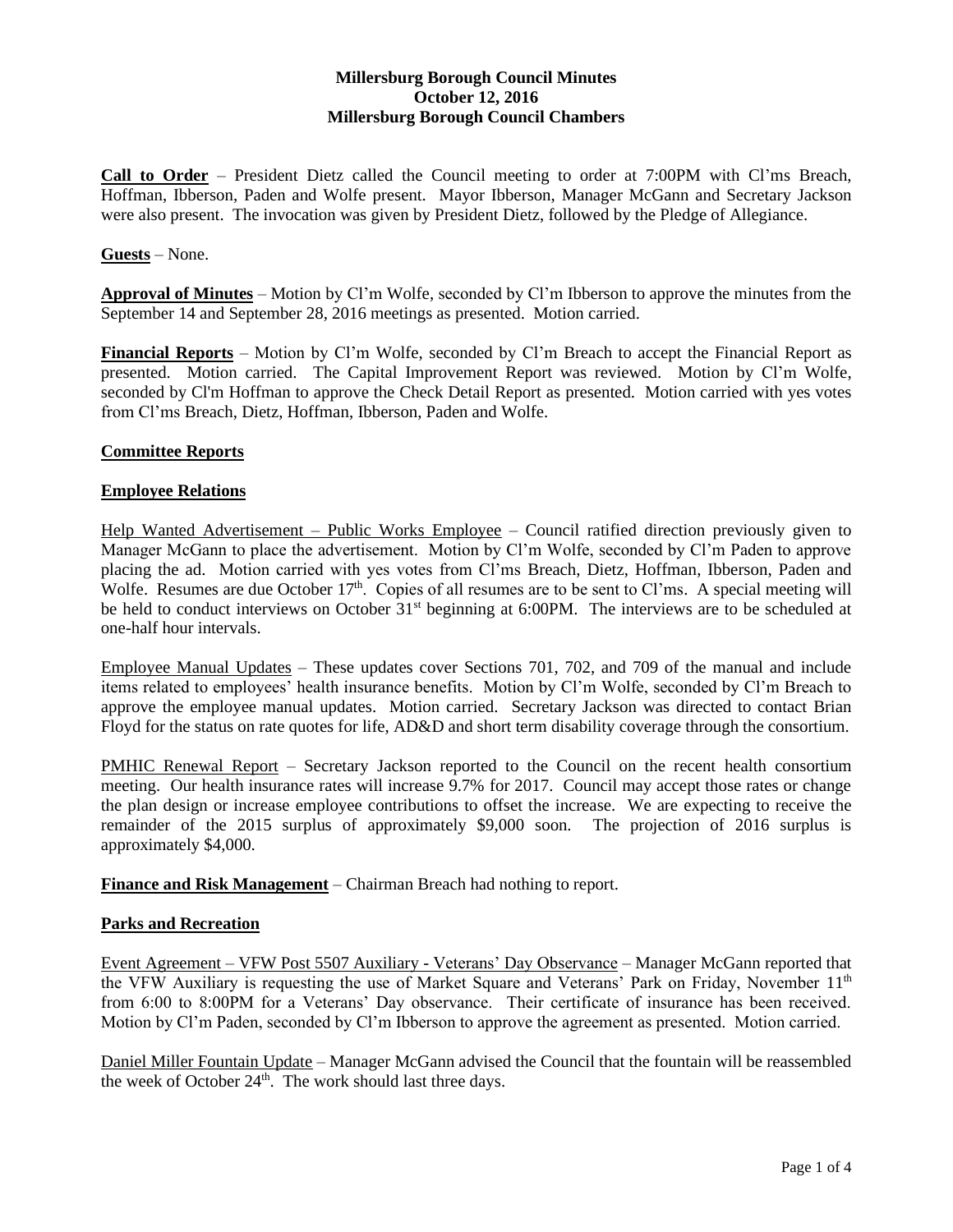# Millersburg Borough Council Minutes
## October 12, 2016
## Millersburg Borough Council Chambers

**Call to Order** – President Dietz called the Council meeting to order at 7:00PM with Cl'ms Breach, Hoffman, Ibberson, Paden and Wolfe present. Mayor Ibberson, Manager McGann and Secretary Jackson were also present. The invocation was given by President Dietz, followed by the Pledge of Allegiance.

**Guests** – None.

**Approval of Minutes** – Motion by Cl'm Wolfe, seconded by Cl'm Ibberson to approve the minutes from the September 14 and September 28, 2016 meetings as presented. Motion carried.

**Financial Reports** – Motion by Cl'm Wolfe, seconded by Cl'm Breach to accept the Financial Report as presented. Motion carried. The Capital Improvement Report was reviewed. Motion by Cl'm Wolfe, seconded by Cl'm Hoffman to approve the Check Detail Report as presented. Motion carried with yes votes from Cl'ms Breach, Dietz, Hoffman, Ibberson, Paden and Wolfe.

**Committee Reports**

**Employee Relations**

Help Wanted Advertisement – Public Works Employee – Council ratified direction previously given to Manager McGann to place the advertisement. Motion by Cl'm Wolfe, seconded by Cl'm Paden to approve placing the ad. Motion carried with yes votes from Cl'ms Breach, Dietz, Hoffman, Ibberson, Paden and Wolfe. Resumes are due October 17th. Copies of all resumes are to be sent to Cl'ms. A special meeting will be held to conduct interviews on October 31st beginning at 6:00PM. The interviews are to be scheduled at one-half hour intervals.

Employee Manual Updates – These updates cover Sections 701, 702, and 709 of the manual and include items related to employees' health insurance benefits. Motion by Cl'm Wolfe, seconded by Cl'm Breach to approve the employee manual updates. Motion carried. Secretary Jackson was directed to contact Brian Floyd for the status on rate quotes for life, AD&D and short term disability coverage through the consortium.

PMHIC Renewal Report – Secretary Jackson reported to the Council on the recent health consortium meeting. Our health insurance rates will increase 9.7% for 2017. Council may accept those rates or change the plan design or increase employee contributions to offset the increase. We are expecting to receive the remainder of the 2015 surplus of approximately $9,000 soon. The projection of 2016 surplus is approximately $4,000.

**Finance and Risk Management** – Chairman Breach had nothing to report.

**Parks and Recreation**

Event Agreement – VFW Post 5507 Auxiliary - Veterans' Day Observance – Manager McGann reported that the VFW Auxiliary is requesting the use of Market Square and Veterans' Park on Friday, November 11th from 6:00 to 8:00PM for a Veterans' Day observance. Their certificate of insurance has been received. Motion by Cl'm Paden, seconded by Cl'm Ibberson to approve the agreement as presented. Motion carried.

Daniel Miller Fountain Update – Manager McGann advised the Council that the fountain will be reassembled the week of October 24th. The work should last three days.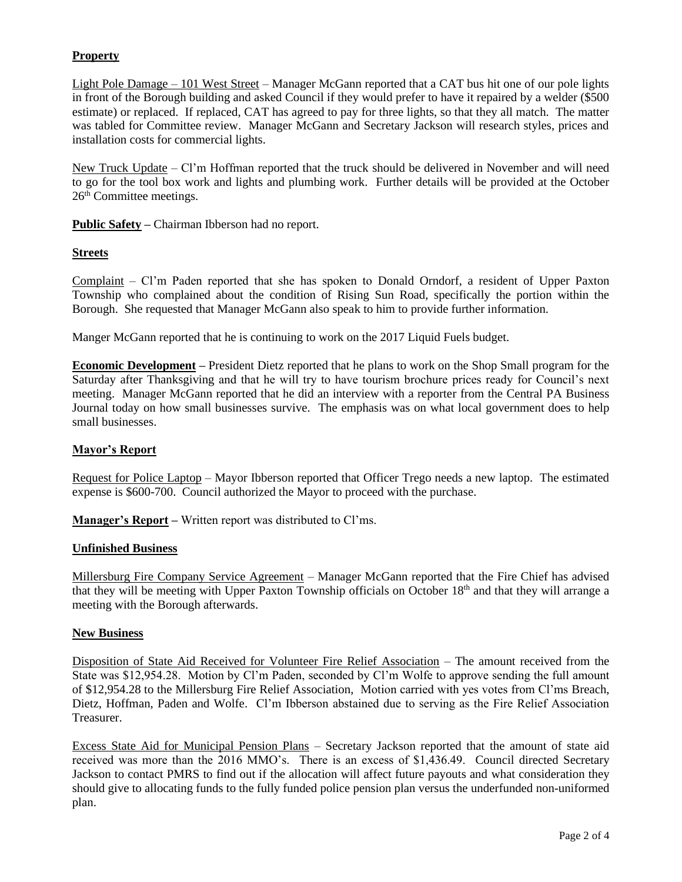**Property**

Light Pole Damage – 101 West Street – Manager McGann reported that a CAT bus hit one of our pole lights in front of the Borough building and asked Council if they would prefer to have it repaired by a welder ($500 estimate) or replaced. If replaced, CAT has agreed to pay for three lights, so that they all match. The matter was tabled for Committee review. Manager McGann and Secretary Jackson will research styles, prices and installation costs for commercial lights.

New Truck Update – Cl'm Hoffman reported that the truck should be delivered in November and will need to go for the tool box work and lights and plumbing work. Further details will be provided at the October 26th Committee meetings.

**Public Safety –** Chairman Ibberson had no report.

**Streets**

Complaint – Cl'm Paden reported that she has spoken to Donald Orndorf, a resident of Upper Paxton Township who complained about the condition of Rising Sun Road, specifically the portion within the Borough. She requested that Manager McGann also speak to him to provide further information.

Manger McGann reported that he is continuing to work on the 2017 Liquid Fuels budget.

**Economic Development –** President Dietz reported that he plans to work on the Shop Small program for the Saturday after Thanksgiving and that he will try to have tourism brochure prices ready for Council's next meeting. Manager McGann reported that he did an interview with a reporter from the Central PA Business Journal today on how small businesses survive. The emphasis was on what local government does to help small businesses.

**Mayor's Report**

Request for Police Laptop – Mayor Ibberson reported that Officer Trego needs a new laptop. The estimated expense is $600-700. Council authorized the Mayor to proceed with the purchase.

**Manager's Report –** Written report was distributed to Cl'ms.

**Unfinished Business**

Millersburg Fire Company Service Agreement – Manager McGann reported that the Fire Chief has advised that they will be meeting with Upper Paxton Township officials on October 18th and that they will arrange a meeting with the Borough afterwards.

**New Business**

Disposition of State Aid Received for Volunteer Fire Relief Association – The amount received from the State was $12,954.28. Motion by Cl'm Paden, seconded by Cl'm Wolfe to approve sending the full amount of $12,954.28 to the Millersburg Fire Relief Association, Motion carried with yes votes from Cl'ms Breach, Dietz, Hoffman, Paden and Wolfe. Cl'm Ibberson abstained due to serving as the Fire Relief Association Treasurer.

Excess State Aid for Municipal Pension Plans – Secretary Jackson reported that the amount of state aid received was more than the 2016 MMO's. There is an excess of $1,436.49. Council directed Secretary Jackson to contact PMRS to find out if the allocation will affect future payouts and what consideration they should give to allocating funds to the fully funded police pension plan versus the underfunded non-uniformed plan.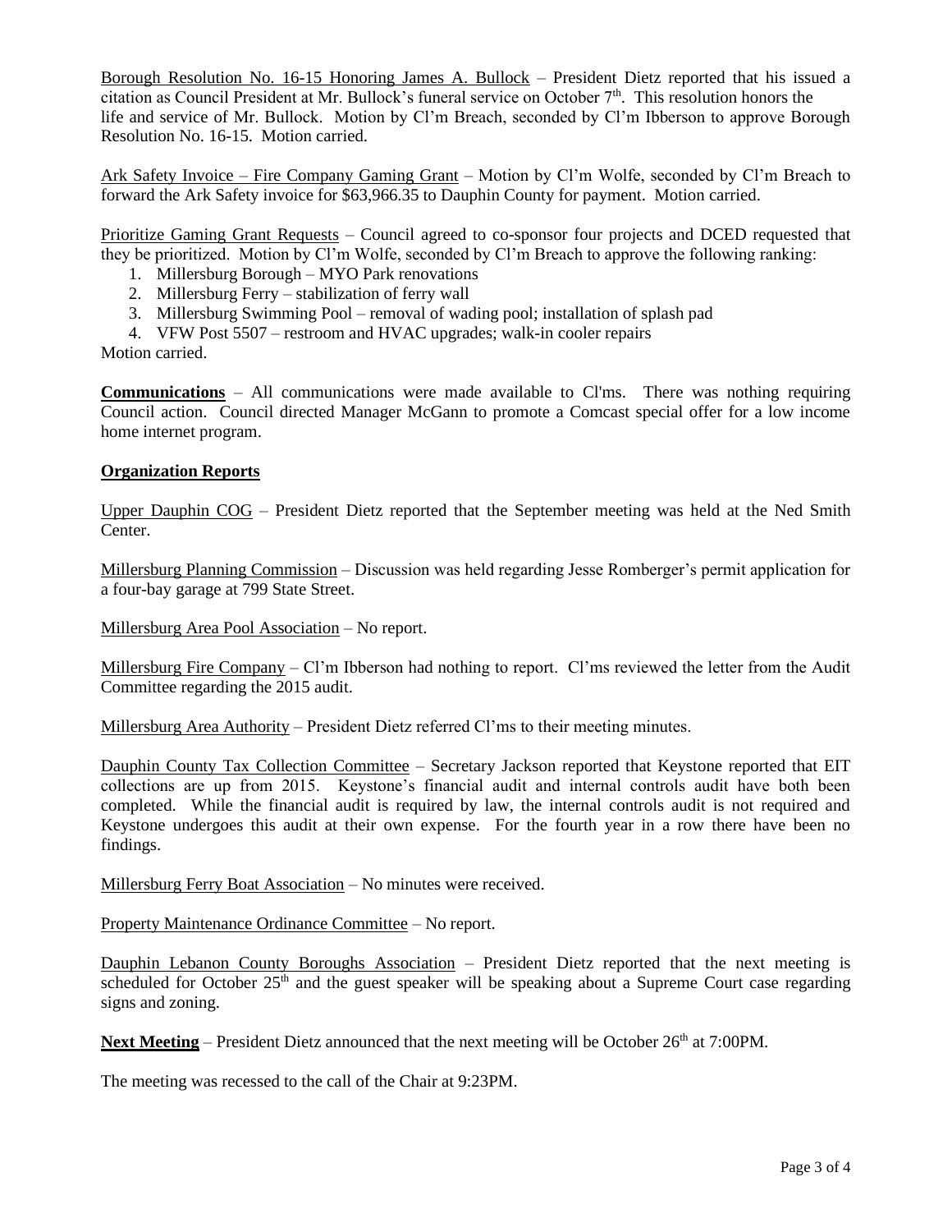Borough Resolution No. 16-15 Honoring James A. Bullock – President Dietz reported that his issued a citation as Council President at Mr. Bullock's funeral service on October 7th. This resolution honors the life and service of Mr. Bullock. Motion by Cl'm Breach, seconded by Cl'm Ibberson to approve Borough Resolution No. 16-15. Motion carried.

Ark Safety Invoice – Fire Company Gaming Grant – Motion by Cl'm Wolfe, seconded by Cl'm Breach to forward the Ark Safety invoice for $63,966.35 to Dauphin County for payment. Motion carried.

Prioritize Gaming Grant Requests – Council agreed to co-sponsor four projects and DCED requested that they be prioritized. Motion by Cl'm Wolfe, seconded by Cl'm Breach to approve the following ranking:

1. Millersburg Borough – MYO Park renovations
2. Millersburg Ferry – stabilization of ferry wall
3. Millersburg Swimming Pool – removal of wading pool; installation of splash pad
4. VFW Post 5507 – restroom and HVAC upgrades; walk-in cooler repairs

Motion carried.

**Communications** – All communications were made available to Cl'ms. There was nothing requiring Council action. Council directed Manager McGann to promote a Comcast special offer for a low income home internet program.

**Organization Reports**

Upper Dauphin COG – President Dietz reported that the September meeting was held at the Ned Smith Center.

Millersburg Planning Commission – Discussion was held regarding Jesse Romberger's permit application for a four-bay garage at 799 State Street.

Millersburg Area Pool Association – No report.

Millersburg Fire Company – Cl'm Ibberson had nothing to report. Cl'ms reviewed the letter from the Audit Committee regarding the 2015 audit.

Millersburg Area Authority – President Dietz referred Cl'ms to their meeting minutes.

Dauphin County Tax Collection Committee – Secretary Jackson reported that Keystone reported that EIT collections are up from 2015. Keystone's financial audit and internal controls audit have both been completed. While the financial audit is required by law, the internal controls audit is not required and Keystone undergoes this audit at their own expense. For the fourth year in a row there have been no findings.

Millersburg Ferry Boat Association – No minutes were received.

Property Maintenance Ordinance Committee – No report.

Dauphin Lebanon County Boroughs Association – President Dietz reported that the next meeting is scheduled for October 25th and the guest speaker will be speaking about a Supreme Court case regarding signs and zoning.

**Next Meeting** – President Dietz announced that the next meeting will be October 26th at 7:00PM.

The meeting was recessed to the call of the Chair at 9:23PM.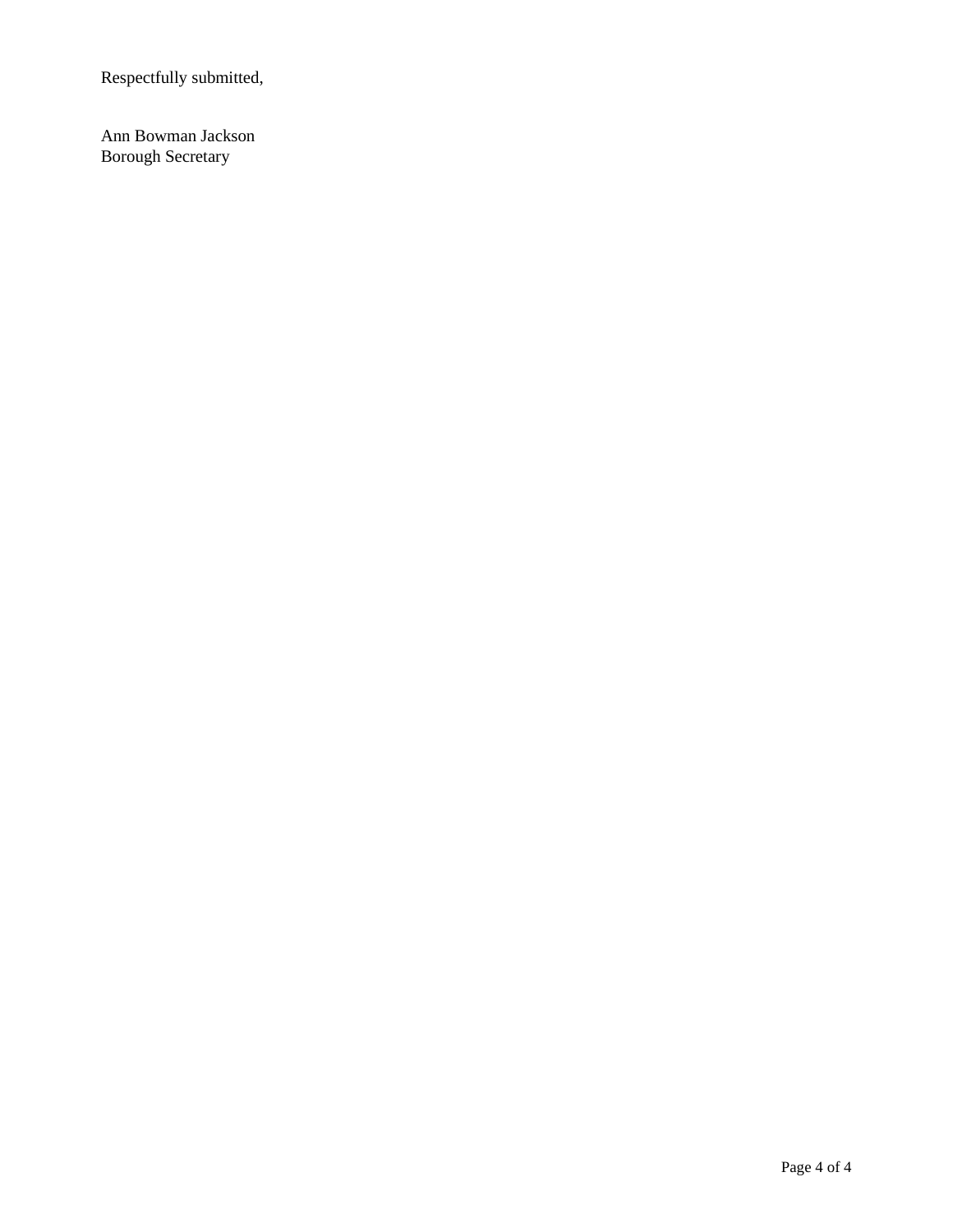Respectfully submitted,

Ann Bowman Jackson
Borough Secretary